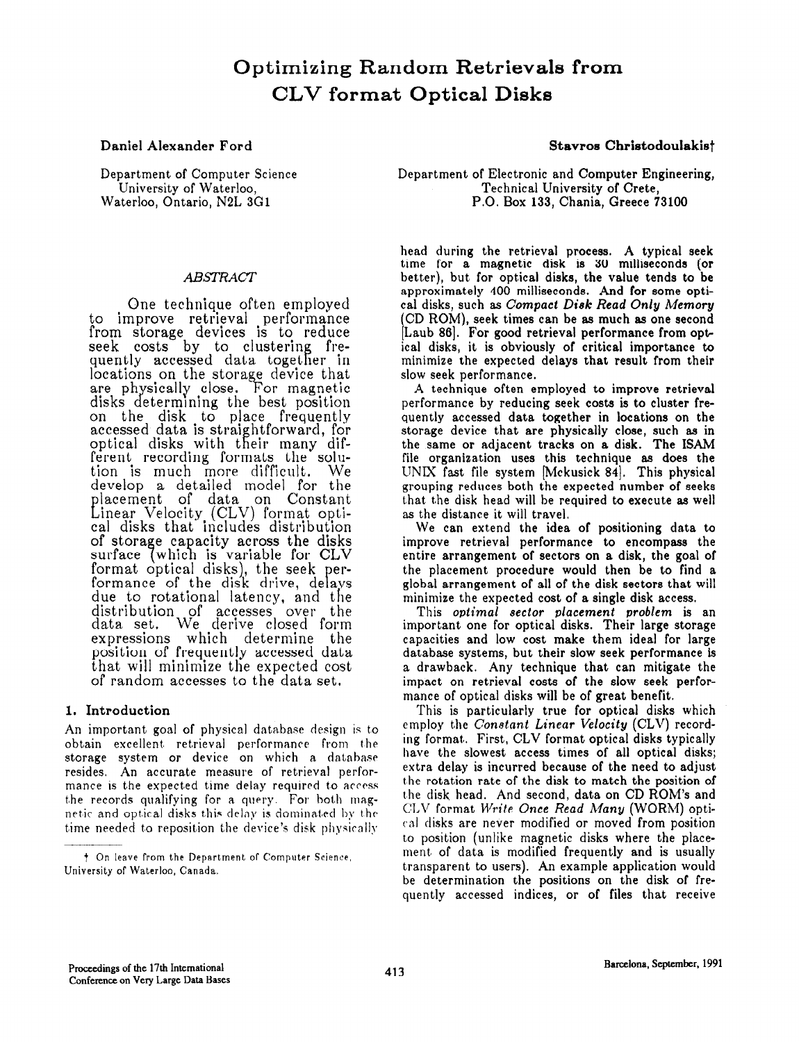# Optimizing Random Retrievals from CLV format Optical Disks

**Daniel Alexander Ford**

Department of Computer Science
University of Waterloo,
Waterloo, Ontario, N2L 3G1

**Stavros Christodoulakis†**

Department of Electronic and Computer Engineering,
Technical University of Crete,
P.O. Box 133, Chania, Greece 73100

*ABSTRACT*

One technique often employed to improve retrieval performance from storage devices is to reduce seek costs by to clustering frequently accessed data together in locations on the storage device that are physically close. For magnetic disks determining the best position on the disk to place frequently accessed data is straightforward, for optical disks with their many different recording formats the solution is much more difficult. We develop a detailed model for the placement of data on Constant Linear Velocity (CLV) format optical disks that includes distribution of storage capacity across the disks surface (which is variable for CLV format optical disks), the seek performance of the disk drive, delays due to rotational latency, and the distribution of accesses over the data set. We derive closed form expressions which determine the position of frequently accessed data that will minimize the expected cost of random accesses to the data set.

## 1. Introduction

An important goal of physical database design is to obtain excellent retrieval performance from the storage system or device on which a database resides. An accurate measure of retrieval performance is the expected time delay required to access the records qualifying for a query. For both magnetic and optical disks this delay is dominated by the time needed to reposition the device's disk physically head during the retrieval process. A typical seek time for a magnetic disk is 30 milliseconds (or better), but for optical disks, the value tends to be approximately 400 milliseconds. And for some optical disks, such as *Compact Disk Read Only Memory* (CD ROM), seek times can be as much as one second [Laub 86]. For good retrieval performance from optical disks, it is obviously of critical importance to minimize the expected delays that result from their slow seek performance.

A technique often employed to improve retrieval performance by reducing seek costs is to cluster frequently accessed data together in locations on the storage device that are physically close, such as in the same or adjacent tracks on a disk. The ISAM file organization uses this technique as does the UNIX fast file system [Mckusick 84]. This physical grouping reduces both the expected number of seeks that the disk head will be required to execute as well as the distance it will travel.

We can extend the idea of positioning data to improve retrieval performance to encompass the entire arrangement of sectors on a disk, the goal of the placement procedure would then be to find a global arrangement of all of the disk sectors that will minimize the expected cost of a single disk access.

This *optimal sector placement problem* is an important one for optical disks. Their large storage capacities and low cost make them ideal for large database systems, but their slow seek performance is a drawback. Any technique that can mitigate the impact on retrieval costs of the slow seek performance of optical disks will be of great benefit.

This is particularly true for optical disks which employ the *Constant Linear Velocity* (CLV) recording format. First, CLV format optical disks typically have the slowest access times of all optical disks; extra delay is incurred because of the need to adjust the rotation rate of the disk to match the position of the disk head. And second, data on CD ROM's and CLV format *Write Once Read Many* (WORM) optical disks are never modified or moved from position to position (unlike magnetic disks where the placement of data is modified frequently and is usually transparent to users). An example application would be determination the positions on the disk of frequently accessed indices, or of files that receive

† On leave from the Department of Computer Science, University of Waterloo, Canada.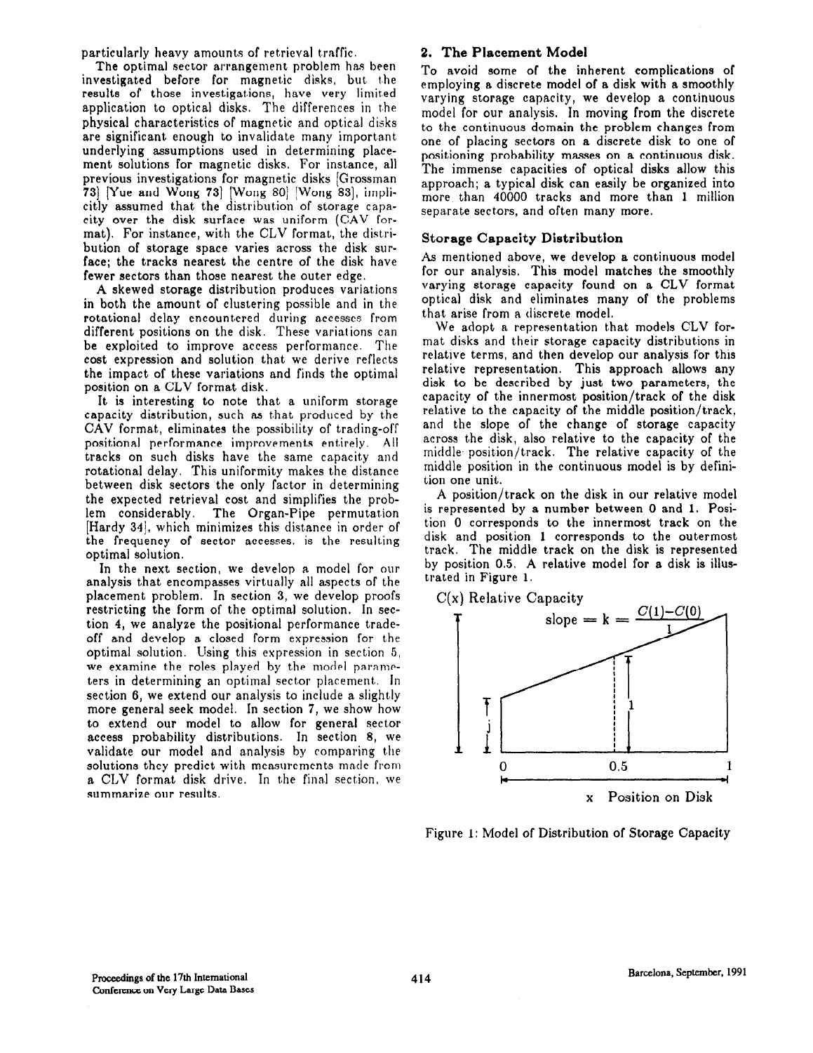particularly heavy amounts of retrieval traffic.

The optimal sector arrangement problem has been investigated before for magnetic disks, but the results of those investigations, have very limited application to optical disks. The differences in the physical characteristics of magnetic and optical disks are significant enough to invalidate many important underlying assumptions used in determining placement solutions for magnetic disks. For instance, all previous investigations for magnetic disks [Grossman 73] [Yue and Wong 73] [Wong 80] [Wong 83], implicitly assumed that the distribution of storage capacity over the disk surface was uniform (CAV format). For instance, with the CLV format, the distribution of storage space varies across the disk surface; the tracks nearest the centre of the disk have fewer sectors than those nearest the outer edge.

A skewed storage distribution produces variations in both the amount of clustering possible and in the rotational delay encountered during accesses from different positions on the disk. These variations can be exploited to improve access performance. The cost expression and solution that we derive reflects the impact of these variations and finds the optimal position on a CLV format disk.

It is interesting to note that a uniform storage capacity distribution, such as that produced by the CAV format, eliminates the possibility of trading-off positional performance improvements entirely. All tracks on such disks have the same capacity and rotational delay. This uniformity makes the distance between disk sectors the only factor in determining the expected retrieval cost and simplifies the problem considerably. The Organ-Pipe permutation [Hardy 34], which minimizes this distance in order of the frequency of sector accesses, is the resulting optimal solution.

In the next section, we develop a model for our analysis that encompasses virtually all aspects of the placement problem. In section 3, we develop proofs restricting the form of the optimal solution. In section 4, we analyze the positional performance tradeoff and develop a closed form expression for the optimal solution. Using this expression in section 5, we examine the roles played by the model parameters in determining an optimal sector placement. In section 6, we extend our analysis to include a slightly more general seek model. In section 7, we show how to extend our model to allow for general sector access probability distributions. In section 8, we validate our model and analysis by comparing the solutions they predict with measurements made from a CLV format disk drive. In the final section, we summarize our results.

## 2. The Placement Model

To avoid some of the inherent complications of employing a discrete model of a disk with a smoothly varying storage capacity, we develop a continuous model for our analysis. In moving from the discrete to the continuous domain the problem changes from one of placing sectors on a discrete disk to one of positioning probability masses on a continuous disk. The immense capacities of optical disks allow this approach; a typical disk can easily be organized into more than 40000 tracks and more than 1 million separate sectors, and often many more.

### Storage Capacity Distribution

As mentioned above, we develop a continuous model for our analysis. This model matches the smoothly varying storage capacity found on a CLV format optical disk and eliminates many of the problems that arise from a discrete model.

We adopt a representation that models CLV format disks and their storage capacity distributions in relative terms, and then develop our analysis for this relative representation. This approach allows any disk to be described by just two parameters, the capacity of the innermost position/track of the disk relative to the capacity of the middle position/track, and the slope of the change of storage capacity across the disk, also relative to the capacity of the middle position/track. The relative capacity of the middle position in the continuous model is by definition one unit.

A position/track on the disk in our relative model is represented by a number between 0 and 1. Position 0 corresponds to the innermost track on the disk and position 1 corresponds to the outermost track. The middle track on the disk is represented by position 0.5. A relative model for a disk is illustrated in Figure 1.

$C(x)$ Relative Capacity

$$\text{slope} = k = \frac{C(1)-C(0)}{1}$$

$j$, $1$, $0$, $0.5$, $1$, $x$ Position on Disk

Figure 1: Model of Distribution of Storage Capacity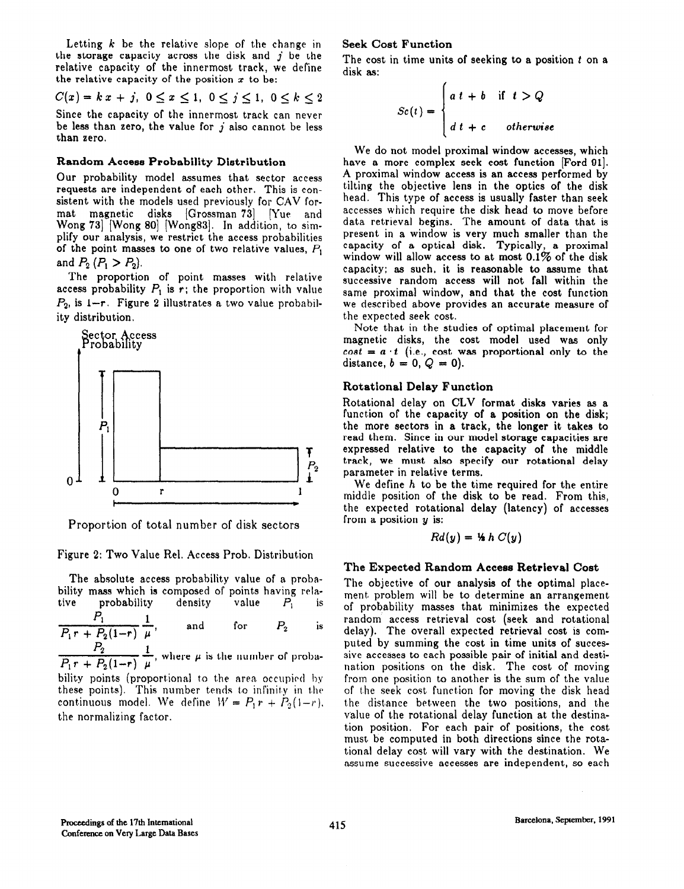Letting $k$ be the relative slope of the change in the storage capacity across the disk and $j$ be the relative capacity of the innermost track, we define the relative capacity of the position $x$ to be:

$$C(x) = k\,x + j,\ 0 \leq x \leq 1,\ 0 \leq j \leq 1,\ 0 \leq k \leq 2$$

Since the capacity of the innermost track can never be less than zero, the value for $j$ also cannot be less than zero.

### Random Access Probability Distribution

Our probability model assumes that sector access requests are independent of each other. This is consistent with the models used previously for CAV format magnetic disks [Grossman 73] [Yue and Wong 73] [Wong 80] [Wong83]. In addition, to simplify our analysis, we restrict the access probabilities of the point masses to one of two relative values, $P_1$ and $P_2$ ($P_1 > P_2$).

The proportion of point masses with relative access probability $P_1$ is $r$; the proportion with value $P_2$, is $1-r$. Figure 2 illustrates a two value probability distribution.

Figure 2: Two Value Rel. Access Prob. Distribution

The absolute access probability value of a probability mass which is composed of points having relative probability density value $P_1$ is $\dfrac{P_1}{P_1 r + P_2(1-r)}\dfrac{1}{\mu}$, and for $P_2$ is $\dfrac{P_2}{P_1 r + P_2(1-r)}\dfrac{1}{\mu}$, where $\mu$ is the number of probability points (proportional to the area occupied by these points). This number tends to infinity in the continuous model. We define $W = P_1 r + P_2(1-r)$, the normalizing factor.

### Seek Cost Function

The cost in time units of seeking to a position $t$ on a disk as:

$$Sc(t) = \begin{cases} a\,t + b & \text{if } t > Q \\ d\,t + c & \textit{otherwise} \end{cases}$$

We do not model proximal window accesses, which have a more complex seek cost function [Ford 91]. A proximal window access is an access performed by tilting the objective lens in the optics of the disk head. This type of access is usually faster than seek accesses which require the disk head to move before data retrieval begins. The amount of data that is present in a window is very much smaller than the capacity of a optical disk. Typically, a proximal window will allow access to at most 0.1% of the disk capacity; as such, it is reasonable to assume that successive random access will not fall within the same proximal window, and that the cost function we described above provides an accurate measure of the expected seek cost.

Note that in the studies of optimal placement for magnetic disks, the cost model used was only $cost = a \cdot t$ (i.e., cost was proportional only to the distance, $b = 0$, $Q = 0$).

### Rotational Delay Function

Rotational delay on CLV format disks varies as a function of the capacity of a position on the disk; the more sectors in a track, the longer it takes to read them. Since in our model storage capacities are expressed relative to the capacity of the middle track, we must also specify our rotational delay parameter in relative terms.

We define $h$ to be the time required for the entire middle position of the disk to be read. From this, the expected rotational delay (latency) of accesses from a position $y$ is:

$$Rd(y) = \tfrac{1}{2}\,h\,C(y)$$

### The Expected Random Access Retrieval Cost

The objective of our analysis of the optimal placement problem will be to determine an arrangement of probability masses that minimizes the expected random access retrieval cost (seek and rotational delay). The overall expected retrieval cost is computed by summing the cost in time units of successive accesses to each possible pair of initial and destination positions on the disk. The cost of moving from one position to another is the sum of the value of the seek cost function for moving the disk head the distance between the two positions, and the value of the rotational delay function at the destination position. For each pair of positions, the cost must be computed in both directions since the rotational delay cost will vary with the destination. We assume successive accesses are independent, so each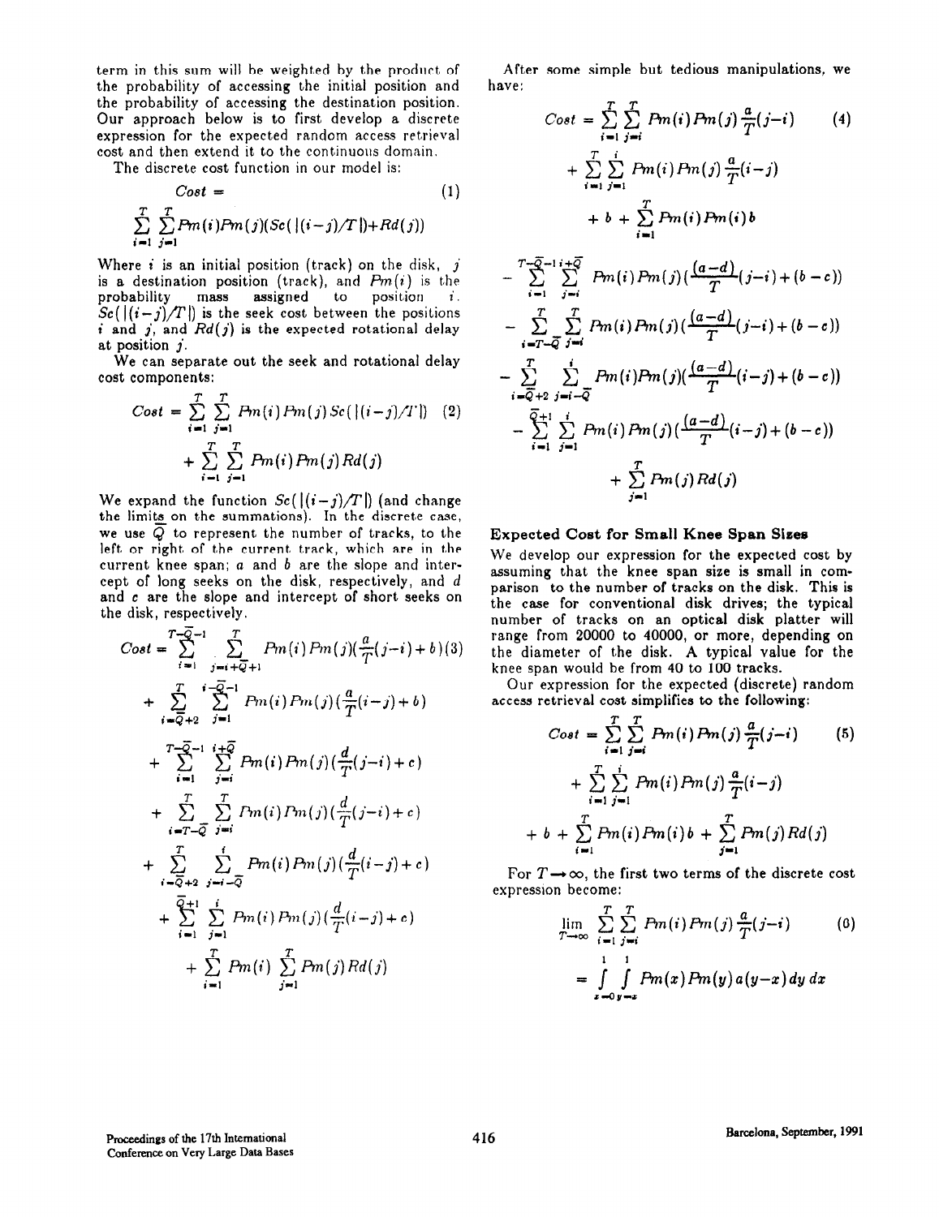term in this sum will be weighted by the product of the probability of accessing the initial position and the probability of accessing the destination position. Our approach below is to first develop a discrete expression for the expected random access retrieval cost and then extend it to the continuous domain.

The discrete cost function in our model is:

$$Cost = \sum_{i=1}^{T} \sum_{j=1}^{T} Pm(i)Pm(j)(Sc(\,|(i-j)/T|\,)+Rd(j)) \qquad (1)$$

Where $i$ is an initial position (track) on the disk, $j$ is a destination position (track), and $Pm(i)$ is the probability mass assigned to position $i$. $Sc(\,|(i-j)/T|\,)$ is the seek cost between the positions $i$ and $j$, and $Rd(j)$ is the expected rotational delay at position $j$.

We can separate out the seek and rotational delay cost components:

$$Cost = \sum_{i=1}^{T} \sum_{j=1}^{T} Pm(i)Pm(j)\,Sc(\,|(i-j)/T|\,) \qquad (2)$$
$$+ \sum_{i=1}^{T} \sum_{j=1}^{T} Pm(i)Pm(j)Rd(j)$$

We expand the function $Sc(\,|(i-j)/T|\,)$ (and change the limits on the summations). In the discrete case, we use $\overline{Q}$ to represent the number of tracks, to the left or right of the current track, which are in the current knee span; $a$ and $b$ are the slope and intercept of long seeks on the disk, respectively, and $d$ and $c$ are the slope and intercept of short seeks on the disk, respectively.

$$Cost = \sum_{i=1}^{T-\overline{Q}-1} \sum_{j=i+\overline{Q}+1}^{T} Pm(i)Pm(j)(\frac{a}{T}(j-i)+b) \qquad (3)$$
$$+ \sum_{i=\overline{Q}+2}^{T} \sum_{j=1}^{i-\overline{Q}-1} Pm(i)Pm(j)(\frac{a}{T}(i-j)+b)$$
$$+ \sum_{i=1}^{T-\overline{Q}-1} \sum_{j=i}^{i+\overline{Q}} Pm(i)Pm(j)(\frac{d}{T}(j-i)+c)$$
$$+ \sum_{i=T-\overline{Q}}^{T} \sum_{j=i}^{T} Pm(i)Pm(j)(\frac{d}{T}(j-i)+c)$$
$$+ \sum_{i=\overline{Q}+2}^{T} \sum_{j=i-\overline{Q}}^{i} Pm(i)Pm(j)(\frac{d}{T}(i-j)+c)$$
$$+ \sum_{i=1}^{\overline{Q}+1} \sum_{j=1}^{i} Pm(i)Pm(j)(\frac{d}{T}(i-j)+c)$$
$$+ \sum_{i=1}^{T} Pm(i) \sum_{j=1}^{T} Pm(j)Rd(j)$$

After some simple but tedious manipulations, we have:

$$Cost = \sum_{i=1}^{T} \sum_{j=i}^{T} Pm(i)Pm(j)\frac{a}{T}(j-i) \qquad (4)$$
$$+ \sum_{i=1}^{T} \sum_{j=1}^{i} Pm(i)Pm(j)\frac{a}{T}(i-j)$$
$$+ b + \sum_{i=1}^{T} Pm(i)Pm(i)b$$
$$- \sum_{i=1}^{T-\overline{Q}-1} \sum_{j=i}^{i+\overline{Q}} Pm(i)Pm(j)(\frac{(a-d)}{T}(j-i)+(b-c))$$
$$- \sum_{i=T-\overline{Q}}^{T} \sum_{j=i}^{T} Pm(i)Pm(j)(\frac{(a-d)}{T}(j-i)+(b-c))$$
$$- \sum_{i=\overline{Q}+2}^{T} \sum_{j=i-\overline{Q}}^{i} Pm(i)Pm(j)(\frac{(a-d)}{T}(i-j)+(b-c))$$
$$- \sum_{i=1}^{\overline{Q}+1} \sum_{j=1}^{i} Pm(i)Pm(j)(\frac{(a-d)}{T}(i-j)+(b-c))$$
$$+ \sum_{j=1}^{T} Pm(j)Rd(j)$$

### Expected Cost for Small Knee Span Sizes

We develop our expression for the expected cost by assuming that the knee span size is small in comparison to the number of tracks on the disk. This is the case for conventional disk drives; the typical number of tracks on an optical disk platter will range from 20000 to 40000, or more, depending on the diameter of the disk. A typical value for the knee span would be from 40 to 100 tracks.

Our expression for the expected (discrete) random access retrieval cost simplifies to the following:

$$Cost = \sum_{i=1}^{T} \sum_{j=i}^{T} Pm(i)Pm(j)\frac{a}{T}(j-i) \qquad (5)$$
$$+ \sum_{i=1}^{T} \sum_{j=1}^{i} Pm(i)Pm(j)\frac{a}{T}(i-j)$$
$$+ b + \sum_{i=1}^{T} Pm(i)Pm(i)b + \sum_{j=1}^{T} Pm(j)Rd(j)$$

For $T \rightarrow \infty$, the first two terms of the discrete cost expression become:

$$\lim_{T\rightarrow\infty} \sum_{i=1}^{T} \sum_{j=i}^{T} Pm(i)Pm(j)\frac{a}{T}(j-i) \qquad (6)$$
$$= \int_{x=0}^{1} \int_{y=x}^{1} Pm(x)Pm(y)\,a(y-x)\,dy\,dx$$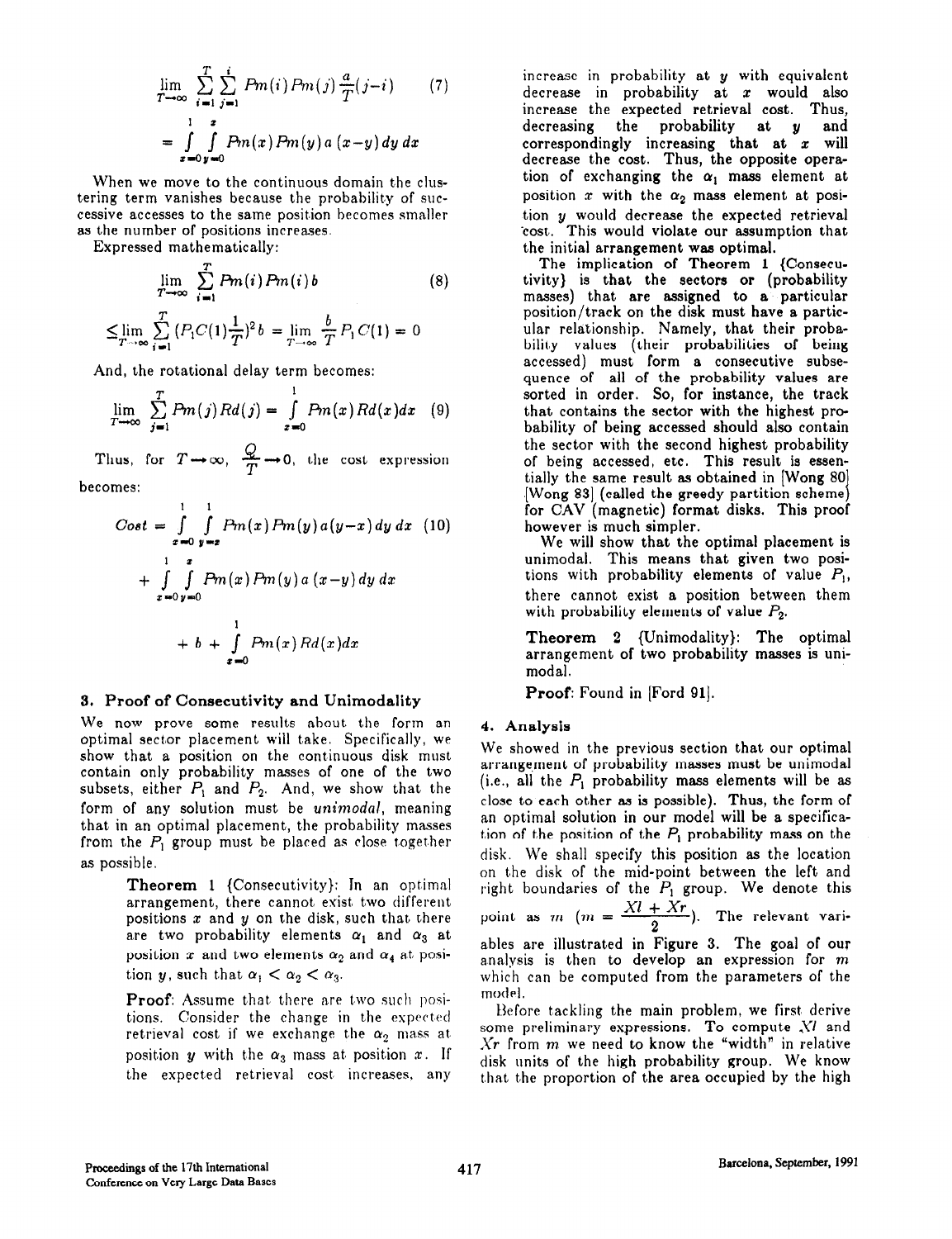$$\lim_{T\to\infty} \sum_{i=1}^{T} \sum_{j=1}^{i} Pm(i)\,Pm(j)\,\frac{a}{T}(j-i) \qquad (7)$$

$$= \int_{x=0}^{1} \int_{y=0}^{x} Pm(x)\,Pm(y)\,a\,(x-y)\,dy\,dx$$

When we move to the continuous domain the clustering term vanishes because the probability of successive accesses to the same position becomes smaller as the number of positions increases.

Expressed mathematically:

$$\lim_{T\to\infty} \sum_{i=1}^{T} Pm(i)\,Pm(i)\,b \qquad (8)$$

$$\leq \lim_{T\to\infty} \sum_{i=1}^{T} (P_1 C(1)\frac{1}{T})^2 b = \lim_{T\to\infty} \frac{b}{T} P_1 C(1) = 0$$

And, the rotational delay term becomes:

$$\lim_{T\to\infty} \sum_{j=1}^{T} Pm(j)\,Rd(j) = \int_{x=0}^{1} Pm(x)\,Rd(x)\,dx \qquad (9)$$

Thus, for $T\to\infty$, $\frac{Q}{T}\to 0$, the cost expression becomes:

$$Cost = \int_{x=0}^{1} \int_{y=x}^{1} Pm(x)\,Pm(y)\,a(y-x)\,dy\,dx \qquad (10)$$

$$+ \int_{x=0}^{1} \int_{y=0}^{x} Pm(x)\,Pm(y)\,a\,(x-y)\,dy\,dx$$

$$+ b + \int_{x=0}^{1} Pm(x)\,Rd(x)\,dx$$

## 3. Proof of Consecutivity and Unimodality

We now prove some results about the form an optimal sector placement will take. Specifically, we show that a position on the continuous disk must contain only probability masses of one of the two subsets, either $P_1$ and $P_2$. And, we show that the form of any solution must be *unimodal*, meaning that in an optimal placement, the probability masses from the $P_1$ group must be placed as close together as possible.

> **Theorem 1** {Consecutivity}: In an optimal arrangement, there cannot exist two different positions $x$ and $y$ on the disk, such that there are two probability elements $\alpha_1$ and $\alpha_3$ at position $x$ and two elements $\alpha_2$ and $\alpha_4$ at position $y$, such that $\alpha_1 < \alpha_2 < \alpha_3$.
>
> **Proof**: Assume that there are two such positions. Consider the change in the expected retrieval cost if we exchange the $\alpha_2$ mass at position $y$ with the $\alpha_3$ mass at position $x$. If the expected retrieval cost increases, any increase in probability at $y$ with equivalent decrease in probability at $x$ would also increase the expected retrieval cost. Thus, decreasing the probability at $y$ and correspondingly increasing that at $x$ will decrease the cost. Thus, the opposite operation of exchanging the $\alpha_1$ mass element at position $x$ with the $\alpha_2$ mass element at position $y$ would decrease the expected retrieval cost. This would violate our assumption that the initial arrangement was optimal.

The implication of Theorem 1 {Consecutivity} is that the sectors or (probability masses) that are assigned to a particular position/track on the disk must have a particular relationship. Namely, that their probability values (their probabilities of being accessed) must form a consecutive subsequence of all of the probability values are sorted in order. So, for instance, the track that contains the sector with the highest probability of being accessed should also contain the sector with the second highest probability of being accessed, etc. This result is essentially the same result as obtained in [Wong 80] [Wong 83] (called the greedy partition scheme) for CAV (magnetic) format disks. This proof however is much simpler.

We will show that the optimal placement is unimodal. This means that given two positions with probability elements of value $P_1$, there cannot exist a position between them with probability elements of value $P_2$.

**Theorem 2** {Unimodality}: The optimal arrangement of two probability masses is unimodal.

**Proof**: Found in [Ford 91].

## 4. Analysis

We showed in the previous section that our optimal arrangement of probability masses must be unimodal (i.e., all the $P_1$ probability mass elements will be as close to each other as is possible). Thus, the form of an optimal solution in our model will be a specification of the position of the $P_1$ probability mass on the disk. We shall specify this position as the location on the disk of the mid-point between the left and right boundaries of the $P_1$ group. We denote this point as $m$ ($m = \frac{Xl + Xr}{2}$). The relevant variables are illustrated in Figure 3. The goal of our analysis is then to develop an expression for $m$ which can be computed from the parameters of the model.

Before tackling the main problem, we first derive some preliminary expressions. To compute $Xl$ and $Xr$ from $m$ we need to know the "width" in relative disk units of the high probability group. We know that the proportion of the area occupied by the high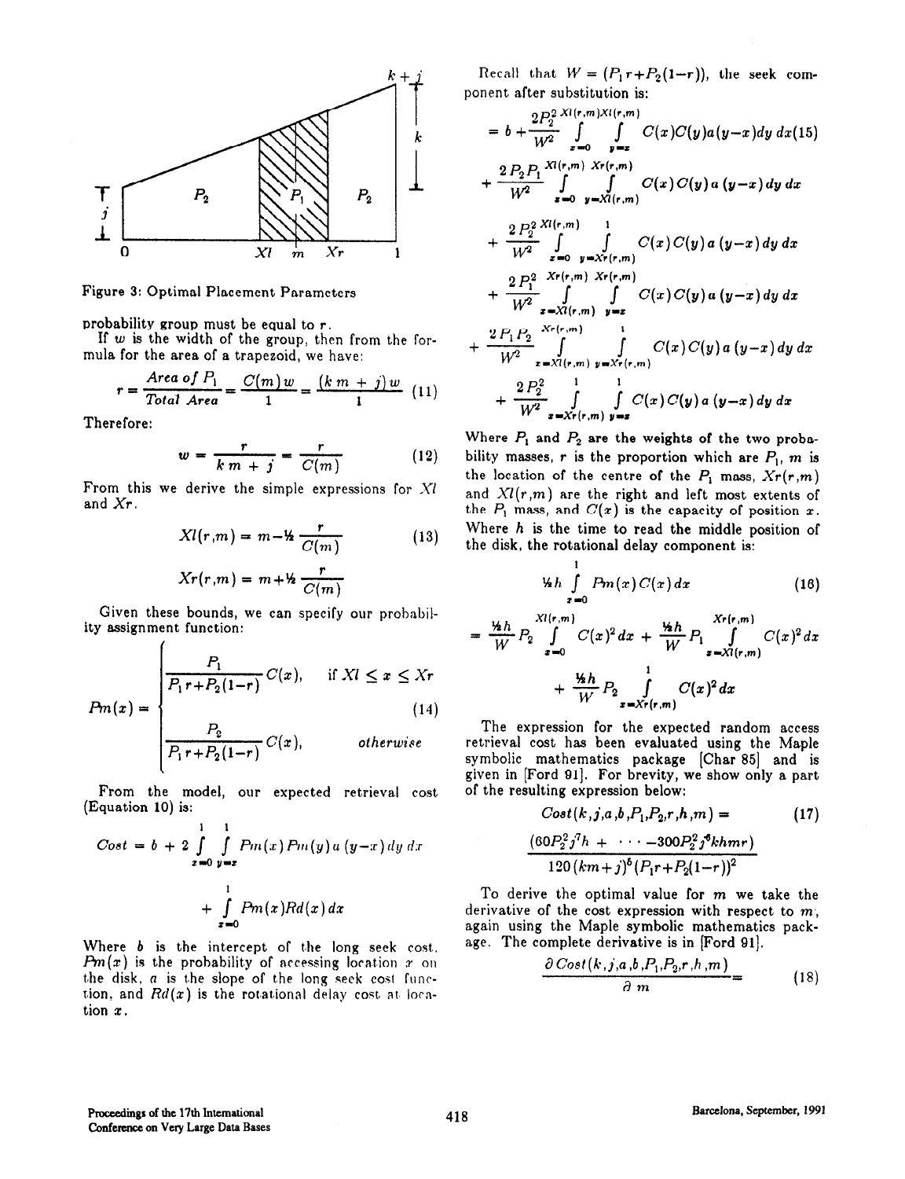Figure 3: Optimal Placement Parameters

probability group must be equal to $r$.

If $w$ is the width of the group, then from the formula for the area of a trapezoid, we have:

$$r = \frac{Area\ of\ P_1}{Total\ Area} = \frac{C(m)w}{1} = \frac{(km+j)w}{1} \quad (11)$$

Therefore:

$$w = \frac{r}{km+j} = \frac{r}{C(m)} \quad (12)$$

From this we derive the simple expressions for $Xl$ and $Xr$.

$$Xl(r,m) = m - \tfrac{1}{2}\frac{r}{C(m)} \quad (13)$$

$$Xr(r,m) = m + \tfrac{1}{2}\frac{r}{C(m)}$$

Given these bounds, we can specify our probability assignment function:

$$Pm(x) = \begin{cases} \dfrac{P_1}{P_1 r + P_2(1-r)} C(x), & \text{if } Xl \le x \le Xr \\ & (14) \\ \dfrac{P_2}{P_1 r + P_2(1-r)} C(x), & otherwise \end{cases}$$

From the model, our expected retrieval cost (Equation 10) is:

$$Cost = b + 2\int_{x=0}^{1}\int_{y=x}^{1} Pm(x)Pm(y)a(y-x)\,dy\,dx + \int_{x=0}^{1} Pm(x)Rd(x)\,dx$$

Where $b$ is the intercept of the long seek cost, $Pm(x)$ is the probability of accessing location $x$ on the disk, $a$ is the slope of the long seek cost function, and $Rd(x)$ is the rotational delay cost at location $x$.

Recall that $W = (P_1 r + P_2(1-r))$, the seek component after substitution is:

$$= b + \frac{2P_2^2}{W^2}\int_{x=0}^{Xl(r,m)}\int_{y=x}^{Xl(r,m)} C(x)C(y)a(y-x)\,dy\,dx \quad (15)$$

$$+ \frac{2P_2P_1}{W^2}\int_{x=0}^{Xl(r,m)}\int_{y=Xl(r,m)}^{Xr(r,m)} C(x)C(y)a(y-x)\,dy\,dx$$

$$+ \frac{2P_2^2}{W^2}\int_{x=0}^{Xl(r,m)}\int_{y=Xr(r,m)}^{1} C(x)C(y)a(y-x)\,dy\,dx$$

$$+ \frac{2P_1^2}{W^2}\int_{x=Xl(r,m)}^{Xr(r,m)}\int_{y=x}^{Xr(r,m)} C(x)C(y)a(y-x)\,dy\,dx$$

$$+ \frac{2P_1P_2}{W^2}\int_{x=Xl(r,m)}^{Xr(r,m)}\int_{y=Xr(r,m)}^{1} C(x)C(y)a(y-x)\,dy\,dx$$

$$+ \frac{2P_2^2}{W^2}\int_{x=Xr(r,m)}^{1}\int_{y=x}^{1} C(x)C(y)a(y-x)\,dy\,dx$$

Where $P_1$ and $P_2$ are the weights of the two probability masses, $r$ is the proportion which are $P_1$, $m$ is the location of the centre of the $P_1$ mass, $Xr(r,m)$ and $Xl(r,m)$ are the right and left most extents of the $P_1$ mass, and $C(x)$ is the capacity of position $x$. Where $h$ is the time to read the middle position of the disk, the rotational delay component is:

$$\tfrac{1}{2}h\int_{x=0}^{1} Pm(x)C(x)\,dx \quad (16)$$

$$= \frac{\tfrac{1}{2}h}{W}P_2\int_{x=0}^{Xl(r,m)} C(x)^2\,dx + \frac{\tfrac{1}{2}h}{W}P_1\int_{x=Xl(r,m)}^{Xr(r,m)} C(x)^2\,dx$$

$$+ \frac{\tfrac{1}{2}h}{W}P_2\int_{x=Xr(r,m)}^{1} C(x)^2\,dx$$

The expression for the expected random access retrieval cost has been evaluated using the Maple symbolic mathematics package [Char 85] and is given in [Ford 91]. For brevity, we show only a part of the resulting expression below:

$$Cost(k,j,a,b,P_1,P_2,r,h,m) = \quad (17)$$

$$\frac{(60P_2^2 j^7 h + \cdots - 300P_2^2 j^6 khmr)}{120(km+j)^6(P_1 r + P_2(1-r))^2}$$

To derive the optimal value for $m$ we take the derivative of the cost expression with respect to $m$, again using the Maple symbolic mathematics package. The complete derivative is in [Ford 91].

$$\frac{\partial Cost(k,j,a,b,P_1,P_2,r,h,m)}{\partial m} = \quad (18)$$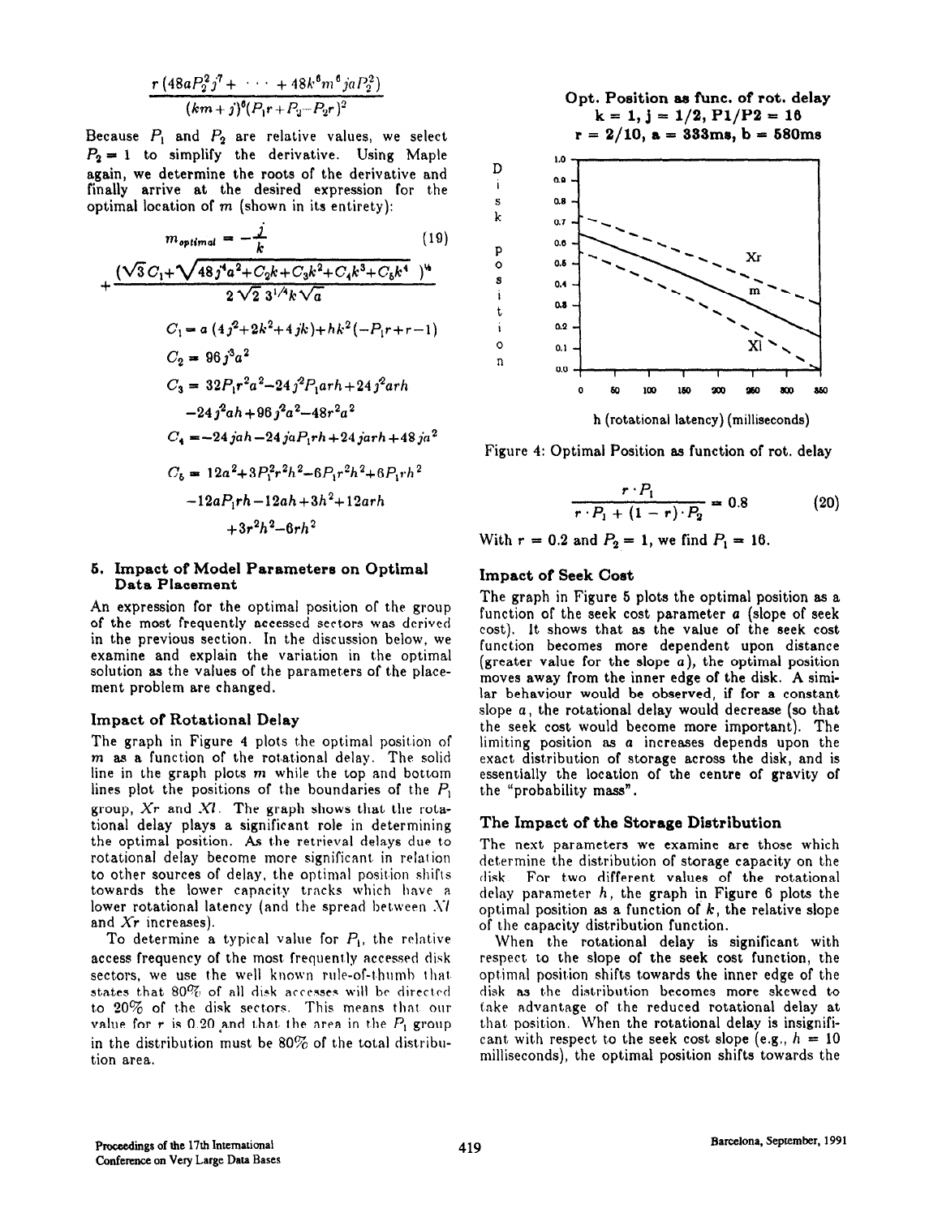$$\frac{r\,(48aP_2^2 j^7 + \cdots + 48k^6 m^6 jaP_2^2)}{(km + j)^6 (P_1 r + P_2 - P_2 r)^2}$$

Because $P_1$ and $P_2$ are relative values, we select $P_2 = 1$ to simplify the derivative. Using Maple again, we determine the roots of the derivative and finally arrive at the desired expression for the optimal location of $m$ (shown in its entirety):

$$m_{optimal} = -\frac{j}{k} + \frac{(\sqrt{3}\,C_1 + \sqrt{48 j^4 a^2 + C_2 k + C_3 k^2 + C_4 k^3 + C_5 k^4}\,)^{1/2}}{2\sqrt{2}\,3^{1/4} k \sqrt{a}} \tag{19}$$

$$C_1 = a\,(4j^2 + 2k^2 + 4jk) + hk^2(-P_1 r + r - 1)$$

$$C_2 = 96 j^3 a^2$$

$$C_3 = 32 P_1 r^2 a^2 - 24 j^2 P_1 arh + 24 j^2 arh - 24 j^2 ah + 96 j^2 a^2 - 48 r^2 a^2$$

$$C_4 = -24 jah - 24 jaP_1 rh + 24 jarh + 48 ja^2$$

$$C_5 = 12a^2 + 3P_1^2 r^2 h^2 - 6P_1 r^2 h^2 + 6P_1 rh^2 - 12aP_1 rh - 12ah + 3h^2 + 12arh + 3r^2h^2 - 6rh^2$$

## 5. Impact of Model Parameters on Optimal Data Placement

An expression for the optimal position of the group of the most frequently accessed sectors was derived in the previous section. In the discussion below, we examine and explain the variation in the optimal solution as the values of the parameters of the placement problem are changed.

### Impact of Rotational Delay

The graph in Figure 4 plots the optimal position of $m$ as a function of the rotational delay. The solid line in the graph plots $m$ while the top and bottom lines plot the positions of the boundaries of the $P_1$ group, $Xr$ and $Xl$. The graph shows that the rotational delay plays a significant role in determining the optimal position. As the retrieval delays due to rotational delay become more significant in relation to other sources of delay, the optimal position shifts towards the lower capacity tracks which have a lower rotational latency (and the spread between $Xl$ and $Xr$ increases).

To determine a typical value for $P_1$, the relative access frequency of the most frequently accessed disk sectors, we use the well known rule-of-thumb that states that 80% of all disk accesses will be directed to 20% of the disk sectors. This means that our value for $r$ is 0.20 and that the area in the $P_1$ group in the distribution must be 80% of the total distribution area.

Figure 4: Optimal Position as function of rot. delay

$$\frac{r \cdot P_1}{r \cdot P_1 + (1 - r) \cdot P_2} = 0.8 \tag{20}$$

With $r = 0.2$ and $P_2 = 1$, we find $P_1 = 16$.

### Impact of Seek Cost

The graph in Figure 5 plots the optimal position as a function of the seek cost parameter $a$ (slope of seek cost). It shows that as the value of the seek cost function becomes more dependent upon distance (greater value for the slope $a$), the optimal position moves away from the inner edge of the disk. A similar behaviour would be observed, if for a constant slope $a$, the rotational delay would decrease (so that the seek cost would become more important). The limiting position as $a$ increases depends upon the exact distribution of storage across the disk, and is essentially the location of the centre of gravity of the "probability mass".

### The Impact of the Storage Distribution

The next parameters we examine are those which determine the distribution of storage capacity on the disk. For two different values of the rotational delay parameter $h$, the graph in Figure 6 plots the optimal position as a function of $k$, the relative slope of the capacity distribution function.

When the rotational delay is significant with respect to the slope of the seek cost function, the optimal position shifts towards the inner edge of the disk as the distribution becomes more skewed to take advantage of the reduced rotational delay at that position. When the rotational delay is insignificant with respect to the seek cost slope (e.g., $h = 10$ milliseconds), the optimal position shifts towards the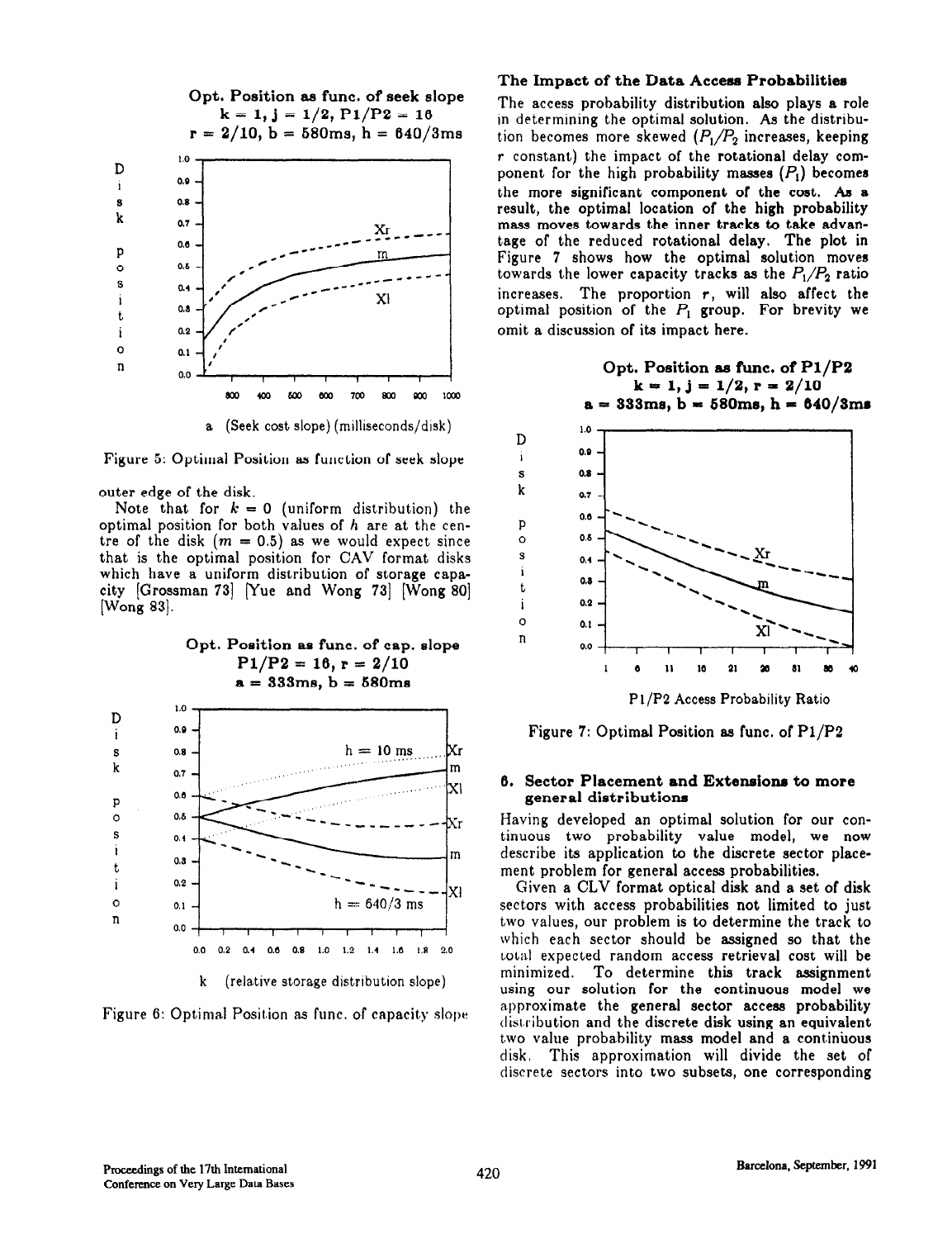Figure 5: Optimal Position as function of seek slope

outer edge of the disk.

Note that for $k = 0$ (uniform distribution) the optimal position for both values of $h$ are at the centre of the disk ($m = 0.5$) as we would expect since that is the optimal position for CAV format disks which have a uniform distribution of storage capacity [Grossman 73] [Yue and Wong 73] [Wong 80] [Wong 83].

Figure 6: Optimal Position as func. of capacity slope

### The Impact of the Data Access Probabilities

The access probability distribution also plays a role in determining the optimal solution. As the distribution becomes more skewed ($P_1/P_2$ increases, keeping $r$ constant) the impact of the rotational delay component for the high probability masses ($P_1$) becomes the more significant component of the cost. As a result, the optimal location of the high probability mass moves towards the inner tracks to take advantage of the reduced rotational delay. The plot in Figure 7 shows how the optimal solution moves towards the lower capacity tracks as the $P_1/P_2$ ratio increases. The proportion $r$, will also affect the optimal position of the $P_1$ group. For brevity we omit a discussion of its impact here.

Figure 7: Optimal Position as func. of P1/P2

## 6. Sector Placement and Extensions to more general distributions

Having developed an optimal solution for our continuous two probability value model, we now describe its application to the discrete sector placement problem for general access probabilities.

Given a CLV format optical disk and a set of disk sectors with access probabilities not limited to just two values, our problem is to determine the track to which each sector should be assigned so that the total expected random access retrieval cost will be minimized. To determine this track assignment using our solution for the continuous model we approximate the general sector access probability distribution and the discrete disk using an equivalent two value probability mass model and a continuous disk. This approximation will divide the set of discrete sectors into two subsets, one corresponding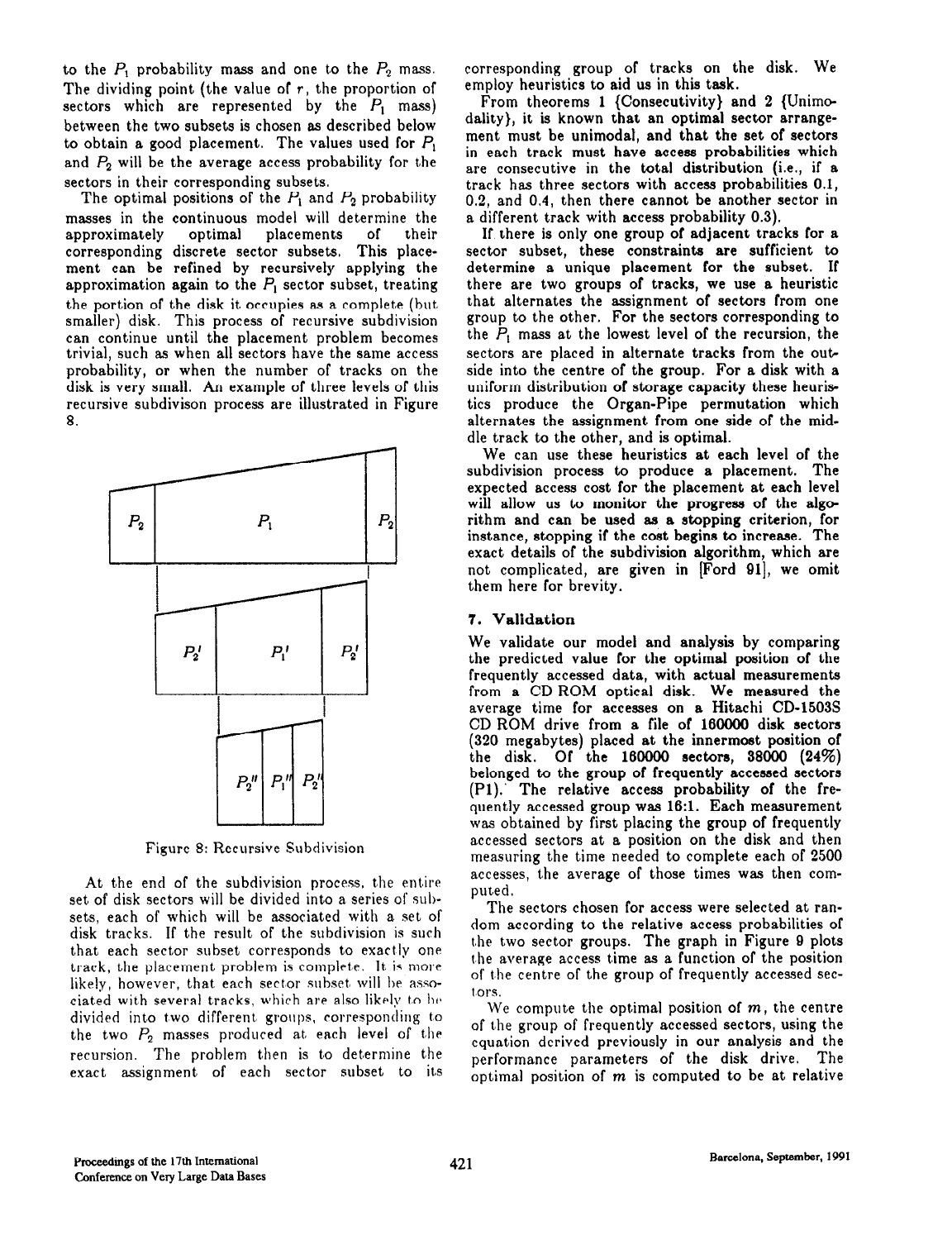to the $P_1$ probability mass and one to the $P_2$ mass. The dividing point (the value of $r$, the proportion of sectors which are represented by the $P_1$ mass) between the two subsets is chosen as described below to obtain a good placement. The values used for $P_1$ and $P_2$ will be the average access probability for the sectors in their corresponding subsets.

The optimal positions of the $P_1$ and $P_2$ probability masses in the continuous model will determine the approximately optimal placements of their corresponding discrete sector subsets. This placement can be refined by recursively applying the approximation again to the $P_1$ sector subset, treating the portion of the disk it occupies as a complete (but smaller) disk. This process of recursive subdivision can continue until the placement problem becomes trivial, such as when all sectors have the same access probability, or when the number of tracks on the disk is very small. An example of three levels of this recursive subdivison process are illustrated in Figure 8.

Figure 8: Recursive Subdivision

At the end of the subdivision process, the entire set of disk sectors will be divided into a series of subsets, each of which will be associated with a set of disk tracks. If the result of the subdivision is such that each sector subset corresponds to exactly one track, the placement problem is complete. It is more likely, however, that each sector subset will be associated with several tracks, which are also likely to be divided into two different groups, corresponding to the two $P_2$ masses produced at each level of the recursion. The problem then is to determine the exact assignment of each sector subset to its corresponding group of tracks on the disk. We employ heuristics to aid us in this task.

From theorems 1 {Consecutivity} and 2 {Unimodality}, it is known that an optimal sector arrangement must be unimodal, and that the set of sectors in each track must have access probabilities which are consecutive in the total distribution (i.e., if a track has three sectors with access probabilities 0.1, 0.2, and 0.4, then there cannot be another sector in a different track with access probability 0.3).

If there is only one group of adjacent tracks for a sector subset, these constraints are sufficient to determine a unique placement for the subset. If there are two groups of tracks, we use a heuristic that alternates the assignment of sectors from one group to the other. For the sectors corresponding to the $P_1$ mass at the lowest level of the recursion, the sectors are placed in alternate tracks from the outside into the centre of the group. For a disk with a uniform distribution of storage capacity these heuristics produce the Organ-Pipe permutation which alternates the assignment from one side of the middle track to the other, and is optimal.

We can use these heuristics at each level of the subdivision process to produce a placement. The expected access cost for the placement at each level will allow us to monitor the progress of the algorithm and can be used as a stopping criterion, for instance, stopping if the cost begins to increase. The exact details of the subdivision algorithm, which are not complicated, are given in [Ford 91], we omit them here for brevity.

## 7. Validation

We validate our model and analysis by comparing the predicted value for the optimal position of the frequently accessed data, with actual measurements from a CD ROM optical disk. We measured the average time for accesses on a Hitachi CD-1503S CD ROM drive from a file of 160000 disk sectors (320 megabytes) placed at the innermost position of the disk. Of the 160000 sectors, 38000 (24%) belonged to the group of frequently accessed sectors (P1). The relative access probability of the frequently accessed group was 16:1. Each measurement was obtained by first placing the group of frequently accessed sectors at a position on the disk and then measuring the time needed to complete each of 2500 accesses, the average of those times was then computed.

The sectors chosen for access were selected at random according to the relative access probabilities of the two sector groups. The graph in Figure 9 plots the average access time as a function of the position of the centre of the group of frequently accessed sectors.

We compute the optimal position of $m$, the centre of the group of frequently accessed sectors, using the equation derived previously in our analysis and the performance parameters of the disk drive. The optimal position of $m$ is computed to be at relative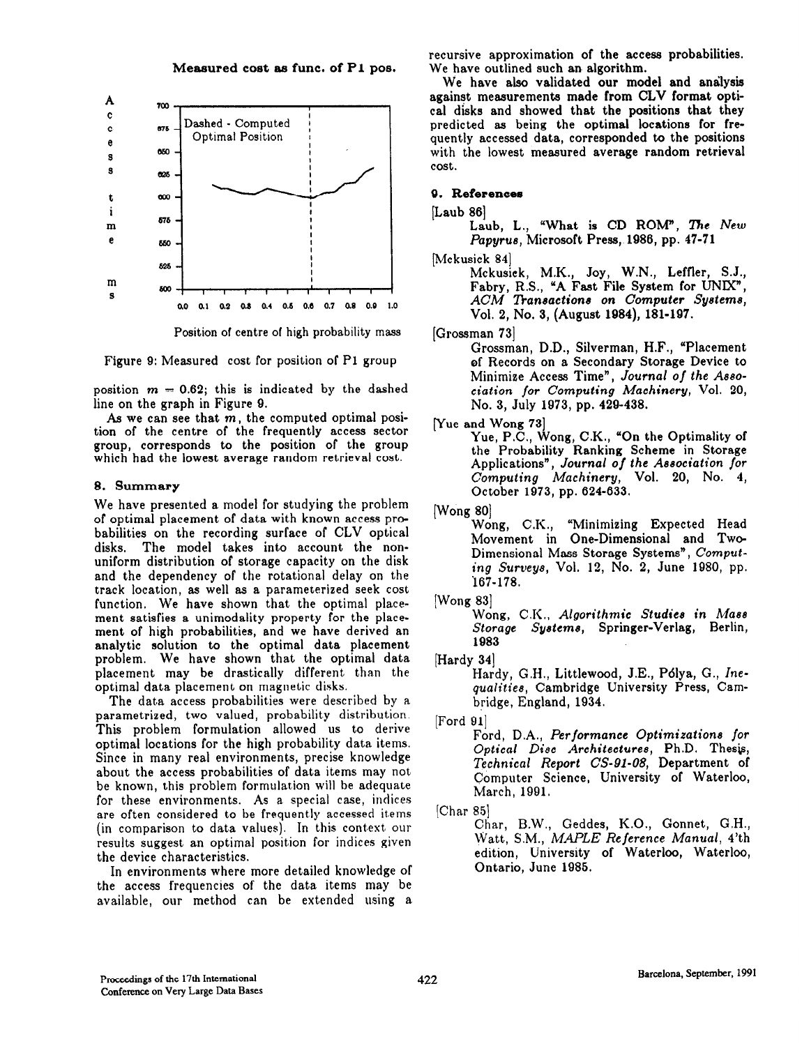**Measured cost as func. of P1 pos.**

A
c
c
e
s
s

t
i
m
e

m
s

700
675
650
625
600
575
550
525
500

Dashed - Computed Optimal Position

0.0 0.1 0.2 0.3 0.4 0.5 0.6 0.7 0.8 0.9 1.0

Position of centre of high probability mass

Figure 9: Measured cost for position of P1 group

position $m = 0.62$; this is indicated by the dashed line on the graph in Figure 9.

As we can see that $m$, the computed optimal position of the centre of the frequently access sector group, corresponds to the position of the group which had the lowest average random retrieval cost.

## 8. Summary

We have presented a model for studying the problem of optimal placement of data with known access probabilities on the recording surface of CLV optical disks. The model takes into account the non-uniform distribution of storage capacity on the disk and the dependency of the rotational delay on the track location, as well as a parameterized seek cost function. We have shown that the optimal placement satisfies a unimodality property for the placement of high probabilities, and we have derived an analytic solution to the optimal data placement problem. We have shown that the optimal data placement may be drastically different than the optimal data placement on magnetic disks.

The data access probabilities were described by a parametrized, two valued, probability distribution. This problem formulation allowed us to derive optimal locations for the high probability data items. Since in many real environments, precise knowledge about the access probabilities of data items may not be known, this problem formulation will be adequate for these environments. As a special case, indices are often considered to be frequently accessed items (in comparison to data values). In this context our results suggest an optimal position for indices given the device characteristics.

In environments where more detailed knowledge of the access frequencies of the data items may be available, our method can be extended using a recursive approximation of the access probabilities. We have outlined such an algorithm.

We have also validated our model and analysis against measurements made from CLV format optical disks and showed that the positions that they predicted as being the optimal locations for frequently accessed data, corresponded to the positions with the lowest measured average random retrieval cost.

## 9. References

[Laub 86]
Laub, L., "What is CD ROM", *The New Papyrus*, Microsoft Press, 1986, pp. 47-71

[Mckusick 84]
Mckusick, M.K., Joy, W.N., Leffler, S.J., Fabry, R.S., "A Fast File System for UNIX", *ACM Transactions on Computer Systems*, Vol. 2, No. 3, (August 1984), 181-197.

[Grossman 73]
Grossman, D.D., Silverman, H.F., "Placement of Records on a Secondary Storage Device to Minimize Access Time", *Journal of the Association for Computing Machinery*, Vol. 20, No. 3, July 1973, pp. 429-438.

[Yue and Wong 73]
Yue, P.C., Wong, C.K., "On the Optimality of the Probability Ranking Scheme in Storage Applications", *Journal of the Association for Computing Machinery*, Vol. 20, No. 4, October 1973, pp. 624-633.

[Wong 80]
Wong, C.K., "Minimizing Expected Head Movement in One-Dimensional and Two-Dimensional Mass Storage Systems", *Computing Surveys*, Vol. 12, No. 2, June 1980, pp. 167-178.

[Wong 83]
Wong, C.K., *Algorithmic Studies in Mass Storage Systems*, Springer-Verlag, Berlin, 1983

[Hardy 34]
Hardy, G.H., Littlewood, J.E., Pólya, G., *Inequalities*, Cambridge University Press, Cambridge, England, 1934.

[Ford 91]
Ford, D.A., *Performance Optimizations for Optical Disc Architectures*, Ph.D. Thesis, *Technical Report CS-91-08*, Department of Computer Science, University of Waterloo, March, 1991.

[Char 85]
Char, B.W., Geddes, K.O., Gonnet, G.H., Watt, S.M., *MAPLE Reference Manual*, 4'th edition, University of Waterloo, Waterloo, Ontario, June 1985.